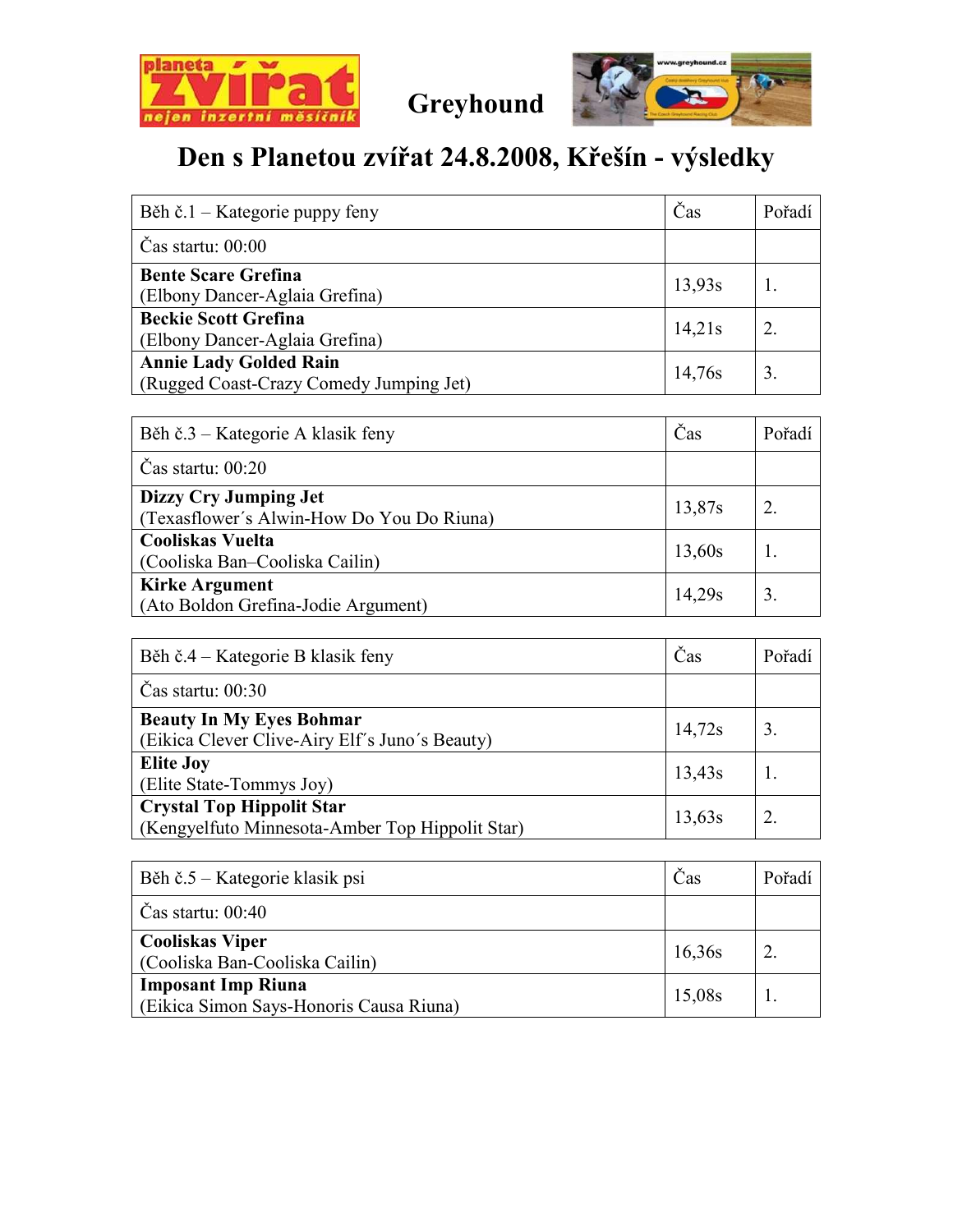# Greyhound

## Den s Planetou zvířat 24.8.2008, Křešín - výsledky

| Běh č.1 – Kategorie puppy feny | Čas | Pořadí |
|---|---|---|
| Čas startu: 00:00 | | |
| **Bente Scare Grefina** (Elbony Dancer-Aglaia Grefina) | 13,93s | 1. |
| **Beckie Scott Grefina** (Elbony Dancer-Aglaia Grefina) | 14,21s | 2. |
| **Annie Lady Golded Rain** (Rugged Coast-Crazy Comedy Jumping Jet) | 14,76s | 3. |

| Běh č.3 – Kategorie A klasik feny | Čas | Pořadí |
|---|---|---|
| Čas startu: 00:20 | | |
| **Dizzy Cry Jumping Jet** (Texasflower´s Alwin-How Do You Do Riuna) | 13,87s | 2. |
| **Cooliskas Vuelta** (Cooliska Ban–Cooliska Cailin) | 13,60s | 1. |
| **Kirke Argument** (Ato Boldon Grefina-Jodie Argument) | 14,29s | 3. |

| Běh č.4 – Kategorie B klasik feny | Čas | Pořadí |
|---|---|---|
| Čas startu: 00:30 | | |
| **Beauty In My Eyes Bohmar** (Eikica Clever Clive-Airy Elf´s Juno´s Beauty) | 14,72s | 3. |
| **Elite Joy** (Elite State-Tommys Joy) | 13,43s | 1. |
| **Crystal Top Hippolit Star** (Kengyelfuto Minnesota-Amber Top Hippolit Star) | 13,63s | 2. |

| Běh č.5 – Kategorie klasik psi | Čas | Pořadí |
|---|---|---|
| Čas startu: 00:40 | | |
| **Cooliskas Viper** (Cooliska Ban-Cooliska Cailin) | 16,36s | 2. |
| **Imposant Imp Riuna** (Eikica Simon Says-Honoris Causa Riuna) | 15,08s | 1. |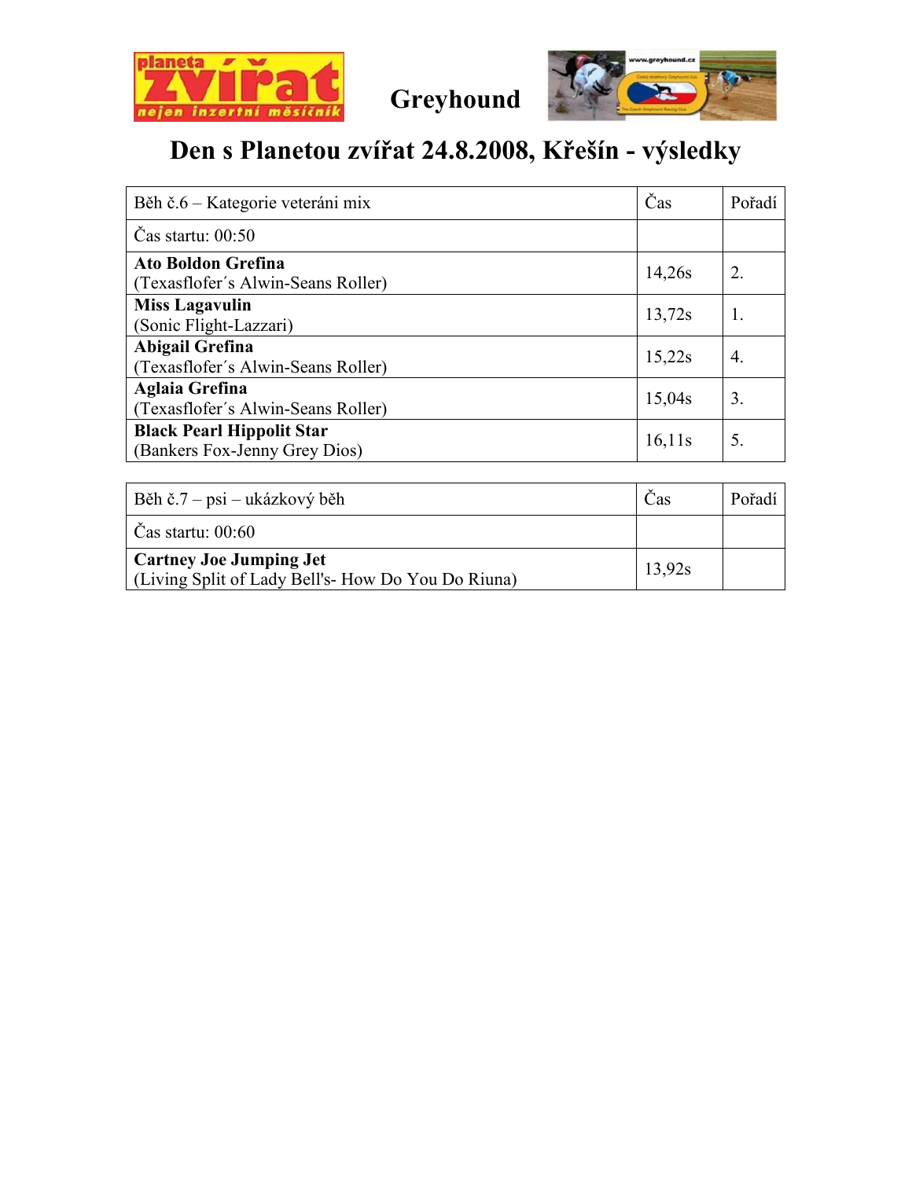Greyhound

# Den s Planetou zvířat 24.8.2008, Křešín - výsledky

| Běh č.6 – Kategorie veteráni mix | Čas | Pořadí |
|---|---|---|
| Čas startu: 00:50 | | |
| **Ato Boldon Grefina** (Texasflofer´s Alwin-Seans Roller) | 14,26s | 2. |
| **Miss Lagavulin** (Sonic Flight-Lazzari) | 13,72s | 1. |
| **Abigail Grefina** (Texasflofer´s Alwin-Seans Roller) | 15,22s | 4. |
| **Aglaia Grefina** (Texasflofer´s Alwin-Seans Roller) | 15,04s | 3. |
| **Black Pearl Hippolit Star** (Bankers Fox-Jenny Grey Dios) | 16,11s | 5. |

| Běh č.7 – psi – ukázkový běh | Čas | Pořadí |
|---|---|---|
| Čas startu: 00:60 | | |
| **Cartney Joe Jumping Jet** (Living Split of Lady Bell's- How Do You Do Riuna) | 13,92s | |